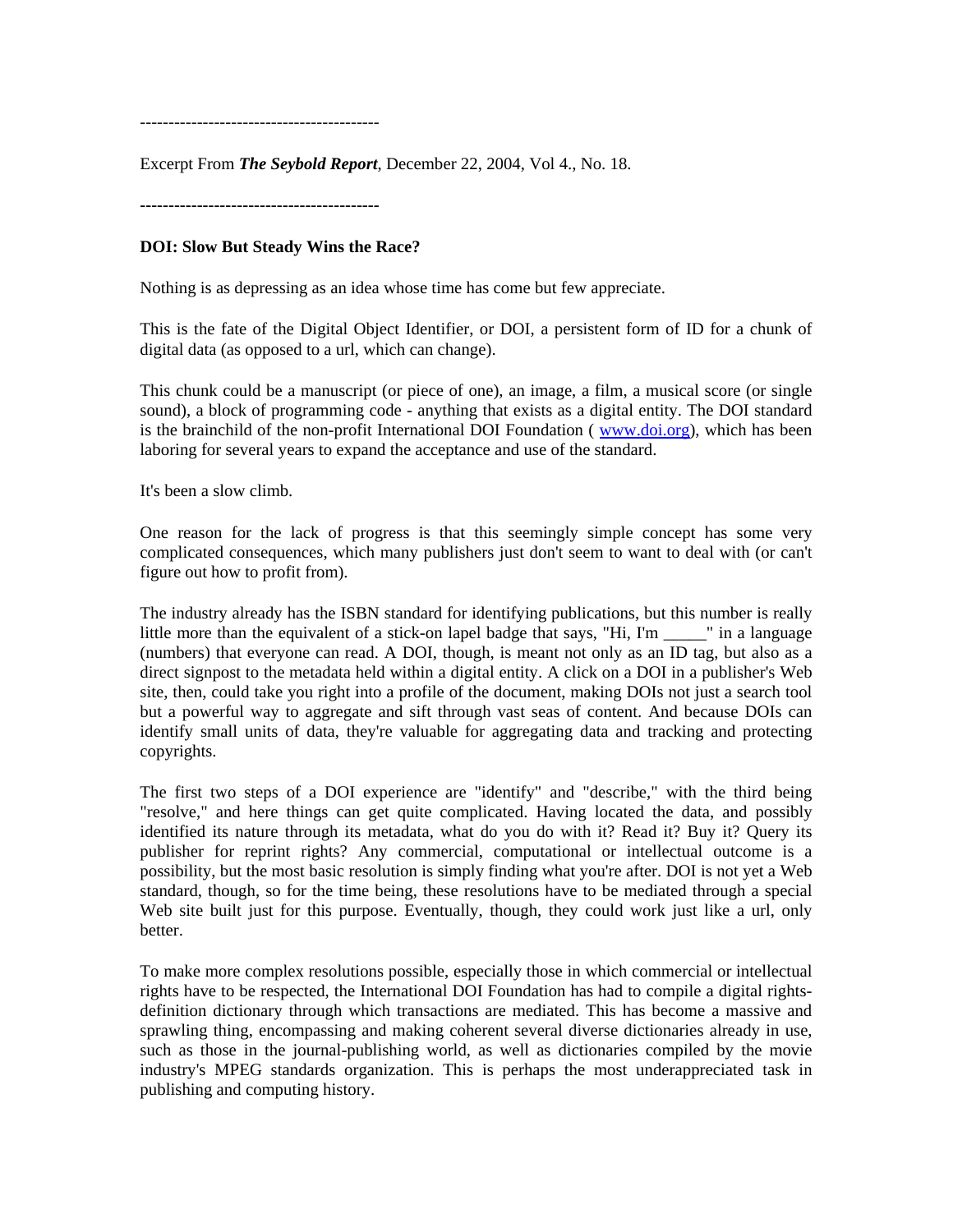------------------------------------------

Excerpt From ***The Seybold Report***, December 22, 2004, Vol 4., No. 18.

------------------------------------------

**DOI: Slow But Steady Wins the Race?**

Nothing is as depressing as an idea whose time has come but few appreciate.

This is the fate of the Digital Object Identifier, or DOI, a persistent form of ID for a chunk of digital data (as opposed to a url, which can change).

This chunk could be a manuscript (or piece of one), an image, a film, a musical score (or single sound), a block of programming code - anything that exists as a digital entity. The DOI standard is the brainchild of the non-profit International DOI Foundation ( [www.doi.org](www.doi.org)), which has been laboring for several years to expand the acceptance and use of the standard.

It's been a slow climb.

One reason for the lack of progress is that this seemingly simple concept has some very complicated consequences, which many publishers just don't seem to want to deal with (or can't figure out how to profit from).

The industry already has the ISBN standard for identifying publications, but this number is really little more than the equivalent of a stick-on lapel badge that says, "Hi, I'm _____" in a language (numbers) that everyone can read. A DOI, though, is meant not only as an ID tag, but also as a direct signpost to the metadata held within a digital entity. A click on a DOI in a publisher's Web site, then, could take you right into a profile of the document, making DOIs not just a search tool but a powerful way to aggregate and sift through vast seas of content. And because DOIs can identify small units of data, they're valuable for aggregating data and tracking and protecting copyrights.

The first two steps of a DOI experience are "identify" and "describe," with the third being "resolve," and here things can get quite complicated. Having located the data, and possibly identified its nature through its metadata, what do you do with it? Read it? Buy it? Query its publisher for reprint rights? Any commercial, computational or intellectual outcome is a possibility, but the most basic resolution is simply finding what you're after. DOI is not yet a Web standard, though, so for the time being, these resolutions have to be mediated through a special Web site built just for this purpose. Eventually, though, they could work just like a url, only better.

To make more complex resolutions possible, especially those in which commercial or intellectual rights have to be respected, the International DOI Foundation has had to compile a digital rights-definition dictionary through which transactions are mediated. This has become a massive and sprawling thing, encompassing and making coherent several diverse dictionaries already in use, such as those in the journal-publishing world, as well as dictionaries compiled by the movie industry's MPEG standards organization. This is perhaps the most underappreciated task in publishing and computing history.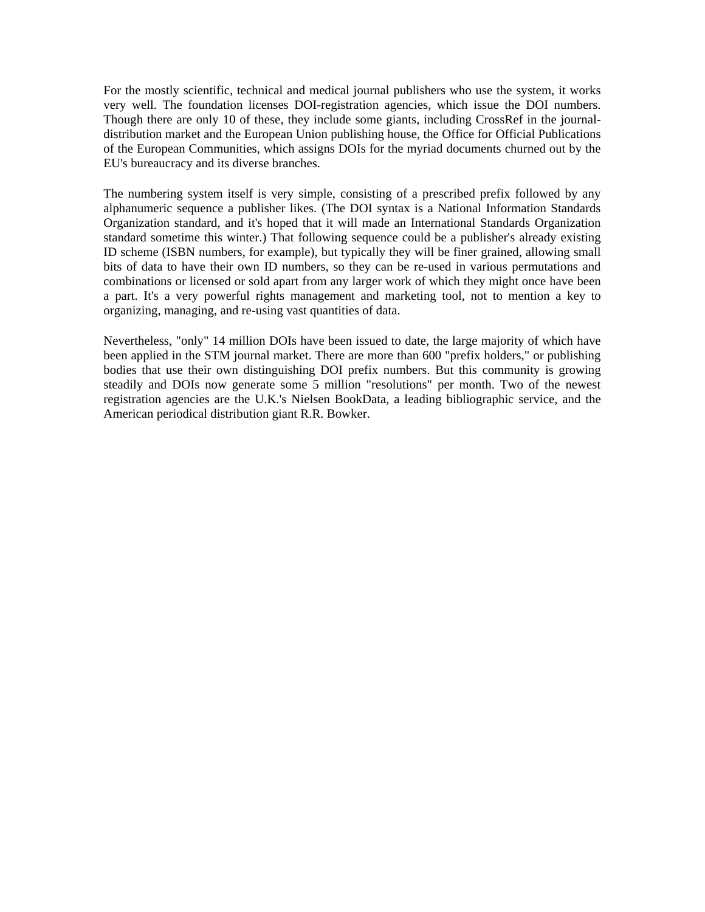For the mostly scientific, technical and medical journal publishers who use the system, it works very well. The foundation licenses DOI-registration agencies, which issue the DOI numbers. Though there are only 10 of these, they include some giants, including CrossRef in the journal-distribution market and the European Union publishing house, the Office for Official Publications of the European Communities, which assigns DOIs for the myriad documents churned out by the EU's bureaucracy and its diverse branches.

The numbering system itself is very simple, consisting of a prescribed prefix followed by any alphanumeric sequence a publisher likes. (The DOI syntax is a National Information Standards Organization standard, and it's hoped that it will made an International Standards Organization standard sometime this winter.) That following sequence could be a publisher's already existing ID scheme (ISBN numbers, for example), but typically they will be finer grained, allowing small bits of data to have their own ID numbers, so they can be re-used in various permutations and combinations or licensed or sold apart from any larger work of which they might once have been a part. It's a very powerful rights management and marketing tool, not to mention a key to organizing, managing, and re-using vast quantities of data.

Nevertheless, "only" 14 million DOIs have been issued to date, the large majority of which have been applied in the STM journal market. There are more than 600 "prefix holders," or publishing bodies that use their own distinguishing DOI prefix numbers. But this community is growing steadily and DOIs now generate some 5 million "resolutions" per month. Two of the newest registration agencies are the U.K.'s Nielsen BookData, a leading bibliographic service, and the American periodical distribution giant R.R. Bowker.